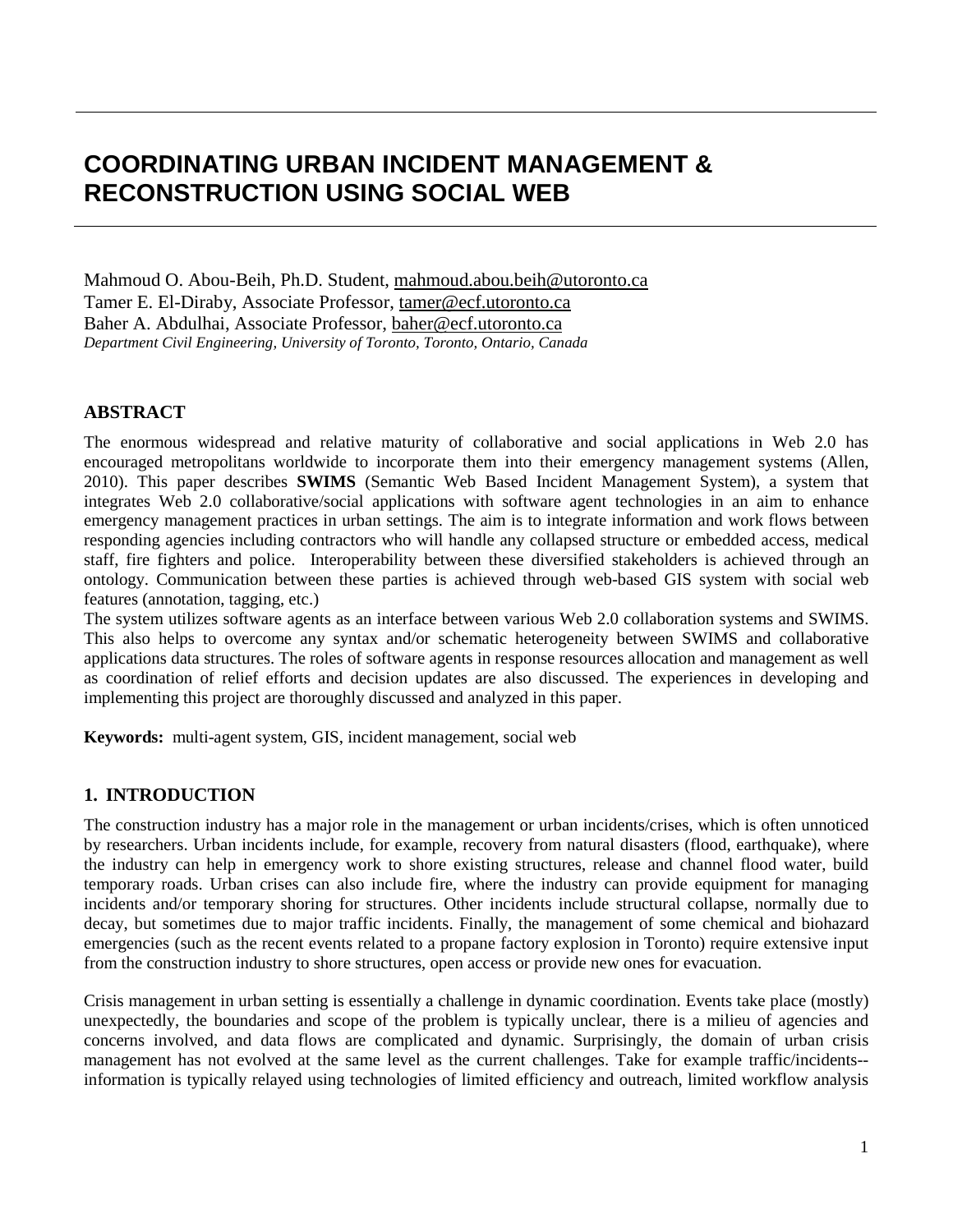# COORDINATING URBAN INCIDENT MANAGEMENT & RECONSTRUCTION USING SOCIAL WEB

Mahmoud O. Abou-Beih, Ph.D. Student, mahmoud.abou.beih@utoronto.ca
Tamer E. El-Diraby, Associate Professor, tamer@ecf.utoronto.ca
Baher A. Abdulhai, Associate Professor, baher@ecf.utoronto.ca
*Department Civil Engineering, University of Toronto, Toronto, Ontario, Canada*

## ABSTRACT

The enormous widespread and relative maturity of collaborative and social applications in Web 2.0 has encouraged metropolitans worldwide to incorporate them into their emergency management systems (Allen, 2010). This paper describes **SWIMS** (Semantic Web Based Incident Management System), a system that integrates Web 2.0 collaborative/social applications with software agent technologies in an aim to enhance emergency management practices in urban settings. The aim is to integrate information and work flows between responding agencies including contractors who will handle any collapsed structure or embedded access, medical staff, fire fighters and police. Interoperability between these diversified stakeholders is achieved through an ontology. Communication between these parties is achieved through web-based GIS system with social web features (annotation, tagging, etc.)
The system utilizes software agents as an interface between various Web 2.0 collaboration systems and SWIMS. This also helps to overcome any syntax and/or schematic heterogeneity between SWIMS and collaborative applications data structures. The roles of software agents in response resources allocation and management as well as coordination of relief efforts and decision updates are also discussed. The experiences in developing and implementing this project are thoroughly discussed and analyzed in this paper.

**Keywords:** multi-agent system, GIS, incident management, social web

## 1. INTRODUCTION

The construction industry has a major role in the management or urban incidents/crises, which is often unnoticed by researchers. Urban incidents include, for example, recovery from natural disasters (flood, earthquake), where the industry can help in emergency work to shore existing structures, release and channel flood water, build temporary roads. Urban crises can also include fire, where the industry can provide equipment for managing incidents and/or temporary shoring for structures. Other incidents include structural collapse, normally due to decay, but sometimes due to major traffic incidents. Finally, the management of some chemical and biohazard emergencies (such as the recent events related to a propane factory explosion in Toronto) require extensive input from the construction industry to shore structures, open access or provide new ones for evacuation.

Crisis management in urban setting is essentially a challenge in dynamic coordination. Events take place (mostly) unexpectedly, the boundaries and scope of the problem is typically unclear, there is a milieu of agencies and concerns involved, and data flows are complicated and dynamic. Surprisingly, the domain of urban crisis management has not evolved at the same level as the current challenges. Take for example traffic/incidents--information is typically relayed using technologies of limited efficiency and outreach, limited workflow analysis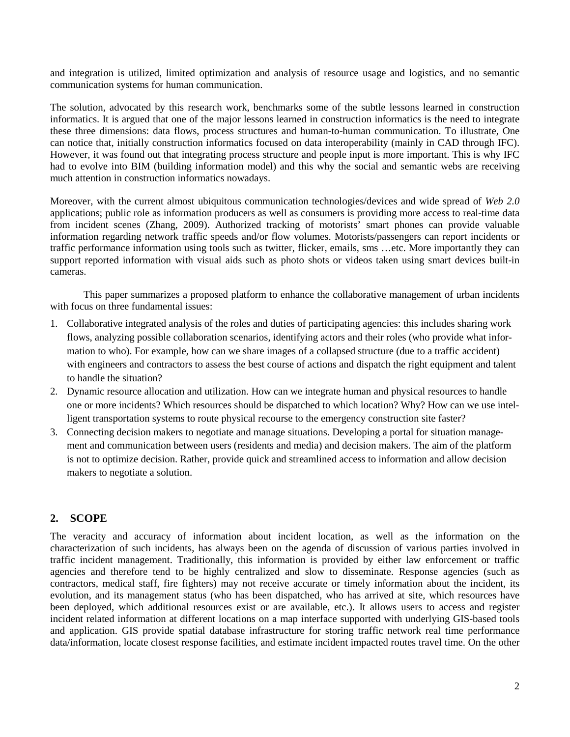and integration is utilized, limited optimization and analysis of resource usage and logistics, and no semantic communication systems for human communication.

The solution, advocated by this research work, benchmarks some of the subtle lessons learned in construction informatics. It is argued that one of the major lessons learned in construction informatics is the need to integrate these three dimensions: data flows, process structures and human-to-human communication. To illustrate, One can notice that, initially construction informatics focused on data interoperability (mainly in CAD through IFC). However, it was found out that integrating process structure and people input is more important. This is why IFC had to evolve into BIM (building information model) and this why the social and semantic webs are receiving much attention in construction informatics nowadays.

Moreover, with the current almost ubiquitous communication technologies/devices and wide spread of *Web 2.0* applications; public role as information producers as well as consumers is providing more access to real-time data from incident scenes (Zhang, 2009). Authorized tracking of motorists' smart phones can provide valuable information regarding network traffic speeds and/or flow volumes. Motorists/passengers can report incidents or traffic performance information using tools such as twitter, flicker, emails, sms …etc. More importantly they can support reported information with visual aids such as photo shots or videos taken using smart devices built-in cameras.

This paper summarizes a proposed platform to enhance the collaborative management of urban incidents with focus on three fundamental issues:

1. Collaborative integrated analysis of the roles and duties of participating agencies: this includes sharing work flows, analyzing possible collaboration scenarios, identifying actors and their roles (who provide what information to who). For example, how can we share images of a collapsed structure (due to a traffic accident) with engineers and contractors to assess the best course of actions and dispatch the right equipment and talent to handle the situation?
2. Dynamic resource allocation and utilization. How can we integrate human and physical resources to handle one or more incidents? Which resources should be dispatched to which location? Why? How can we use intelligent transportation systems to route physical recourse to the emergency construction site faster?
3. Connecting decision makers to negotiate and manage situations. Developing a portal for situation management and communication between users (residents and media) and decision makers. The aim of the platform is not to optimize decision. Rather, provide quick and streamlined access to information and allow decision makers to negotiate a solution.

## 2. SCOPE

The veracity and accuracy of information about incident location, as well as the information on the characterization of such incidents, has always been on the agenda of discussion of various parties involved in traffic incident management. Traditionally, this information is provided by either law enforcement or traffic agencies and therefore tend to be highly centralized and slow to disseminate. Response agencies (such as contractors, medical staff, fire fighters) may not receive accurate or timely information about the incident, its evolution, and its management status (who has been dispatched, who has arrived at site, which resources have been deployed, which additional resources exist or are available, etc.). It allows users to access and register incident related information at different locations on a map interface supported with underlying GIS-based tools and application. GIS provide spatial database infrastructure for storing traffic network real time performance data/information, locate closest response facilities, and estimate incident impacted routes travel time. On the other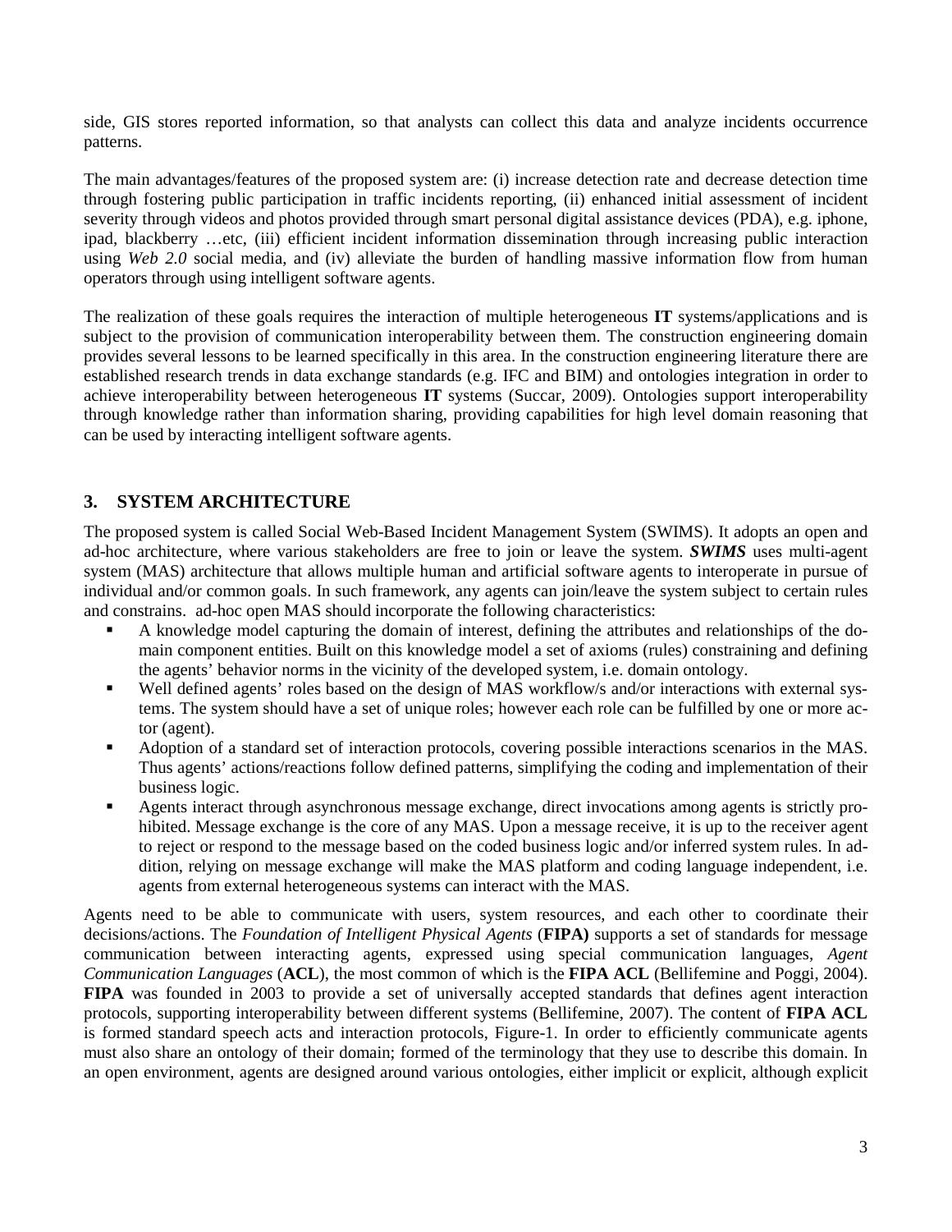side, GIS stores reported information, so that analysts can collect this data and analyze incidents occurrence patterns.

The main advantages/features of the proposed system are: (i) increase detection rate and decrease detection time through fostering public participation in traffic incidents reporting, (ii) enhanced initial assessment of incident severity through videos and photos provided through smart personal digital assistance devices (PDA), e.g. iphone, ipad, blackberry …etc, (iii) efficient incident information dissemination through increasing public interaction using *Web 2.0* social media, and (iv) alleviate the burden of handling massive information flow from human operators through using intelligent software agents.

The realization of these goals requires the interaction of multiple heterogeneous **IT** systems/applications and is subject to the provision of communication interoperability between them. The construction engineering domain provides several lessons to be learned specifically in this area. In the construction engineering literature there are established research trends in data exchange standards (e.g. IFC and BIM) and ontologies integration in order to achieve interoperability between heterogeneous **IT** systems (Succar, 2009). Ontologies support interoperability through knowledge rather than information sharing, providing capabilities for high level domain reasoning that can be used by interacting intelligent software agents.

## 3. SYSTEM ARCHITECTURE

The proposed system is called Social Web-Based Incident Management System (SWIMS). It adopts an open and ad-hoc architecture, where various stakeholders are free to join or leave the system. ***SWIMS*** uses multi-agent system (MAS) architecture that allows multiple human and artificial software agents to interoperate in pursue of individual and/or common goals. In such framework, any agents can join/leave the system subject to certain rules and constrains. ad-hoc open MAS should incorporate the following characteristics:

- A knowledge model capturing the domain of interest, defining the attributes and relationships of the domain component entities. Built on this knowledge model a set of axioms (rules) constraining and defining the agents' behavior norms in the vicinity of the developed system, i.e. domain ontology.
- Well defined agents' roles based on the design of MAS workflow/s and/or interactions with external systems. The system should have a set of unique roles; however each role can be fulfilled by one or more actor (agent).
- Adoption of a standard set of interaction protocols, covering possible interactions scenarios in the MAS. Thus agents' actions/reactions follow defined patterns, simplifying the coding and implementation of their business logic.
- Agents interact through asynchronous message exchange, direct invocations among agents is strictly prohibited. Message exchange is the core of any MAS. Upon a message receive, it is up to the receiver agent to reject or respond to the message based on the coded business logic and/or inferred system rules. In addition, relying on message exchange will make the MAS platform and coding language independent, i.e. agents from external heterogeneous systems can interact with the MAS.

Agents need to be able to communicate with users, system resources, and each other to coordinate their decisions/actions. The *Foundation of Intelligent Physical Agents* (**FIPA)** supports a set of standards for message communication between interacting agents, expressed using special communication languages, *Agent Communication Languages* (**ACL**), the most common of which is the **FIPA ACL** (Bellifemine and Poggi, 2004). **FIPA** was founded in 2003 to provide a set of universally accepted standards that defines agent interaction protocols, supporting interoperability between different systems (Bellifemine, 2007). The content of **FIPA ACL** is formed standard speech acts and interaction protocols, Figure-1. In order to efficiently communicate agents must also share an ontology of their domain; formed of the terminology that they use to describe this domain. In an open environment, agents are designed around various ontologies, either implicit or explicit, although explicit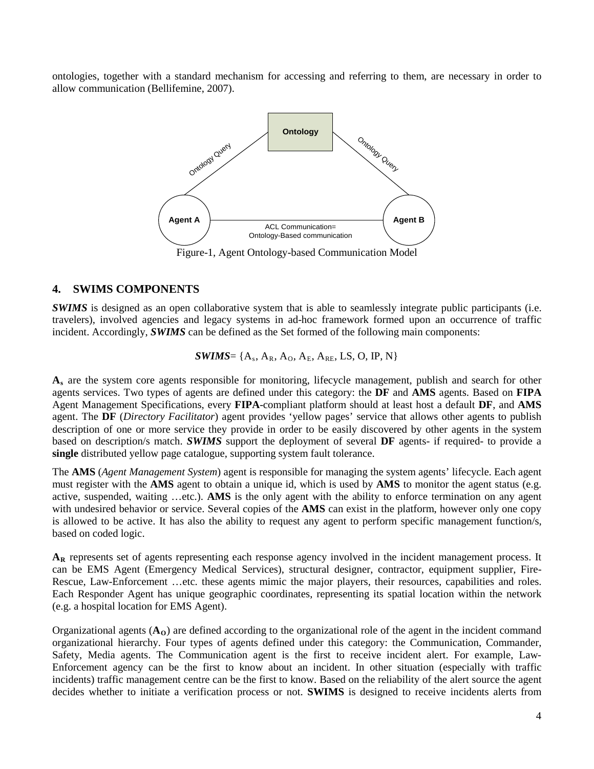ontologies, together with a standard mechanism for accessing and referring to them, are necessary in order to allow communication (Bellifemine, 2007).

Figure-1, Agent Ontology-based Communication Model

## 4. SWIMS COMPONENTS

***SWIMS*** is designed as an open collaborative system that is able to seamlessly integrate public participants (i.e. travelers), involved agencies and legacy systems in ad-hoc framework formed upon an occurrence of traffic incident. Accordingly, ***SWIMS*** can be defined as the Set formed of the following main components:

$$\textbf{\textit{SWIMS}} = \{A_s, A_R, A_O, A_E, A_{RE}, LS, O, IP, N\}$$

$\mathbf{A_s}$ are the system core agents responsible for monitoring, lifecycle management, publish and search for other agents services. Two types of agents are defined under this category: the **DF** and **AMS** agents. Based on **FIPA** Agent Management Specifications, every **FIPA**-compliant platform should at least host a default **DF**, and **AMS** agent. The **DF** (*Directory Facilitator*) agent provides 'yellow pages' service that allows other agents to publish description of one or more service they provide in order to be easily discovered by other agents in the system based on description/s match. ***SWIMS*** support the deployment of several **DF** agents- if required- to provide a **single** distributed yellow page catalogue, supporting system fault tolerance.

The **AMS** (*Agent Management System*) agent is responsible for managing the system agents' lifecycle. Each agent must register with the **AMS** agent to obtain a unique id, which is used by **AMS** to monitor the agent status (e.g. active, suspended, waiting …etc.). **AMS** is the only agent with the ability to enforce termination on any agent with undesired behavior or service. Several copies of the **AMS** can exist in the platform, however only one copy is allowed to be active. It has also the ability to request any agent to perform specific management function/s, based on coded logic.

$\mathbf{A_R}$ represents set of agents representing each response agency involved in the incident management process. It can be EMS Agent (Emergency Medical Services), structural designer, contractor, equipment supplier, Fire-Rescue, Law-Enforcement …etc. these agents mimic the major players, their resources, capabilities and roles. Each Responder Agent has unique geographic coordinates, representing its spatial location within the network (e.g. a hospital location for EMS Agent).

Organizational agents ($\mathbf{A_O}$) are defined according to the organizational role of the agent in the incident command organizational hierarchy. Four types of agents defined under this category: the Communication, Commander, Safety, Media agents. The Communication agent is the first to receive incident alert. For example, Law-Enforcement agency can be the first to know about an incident. In other situation (especially with traffic incidents) traffic management centre can be the first to know. Based on the reliability of the alert source the agent decides whether to initiate a verification process or not. **SWIMS** is designed to receive incidents alerts from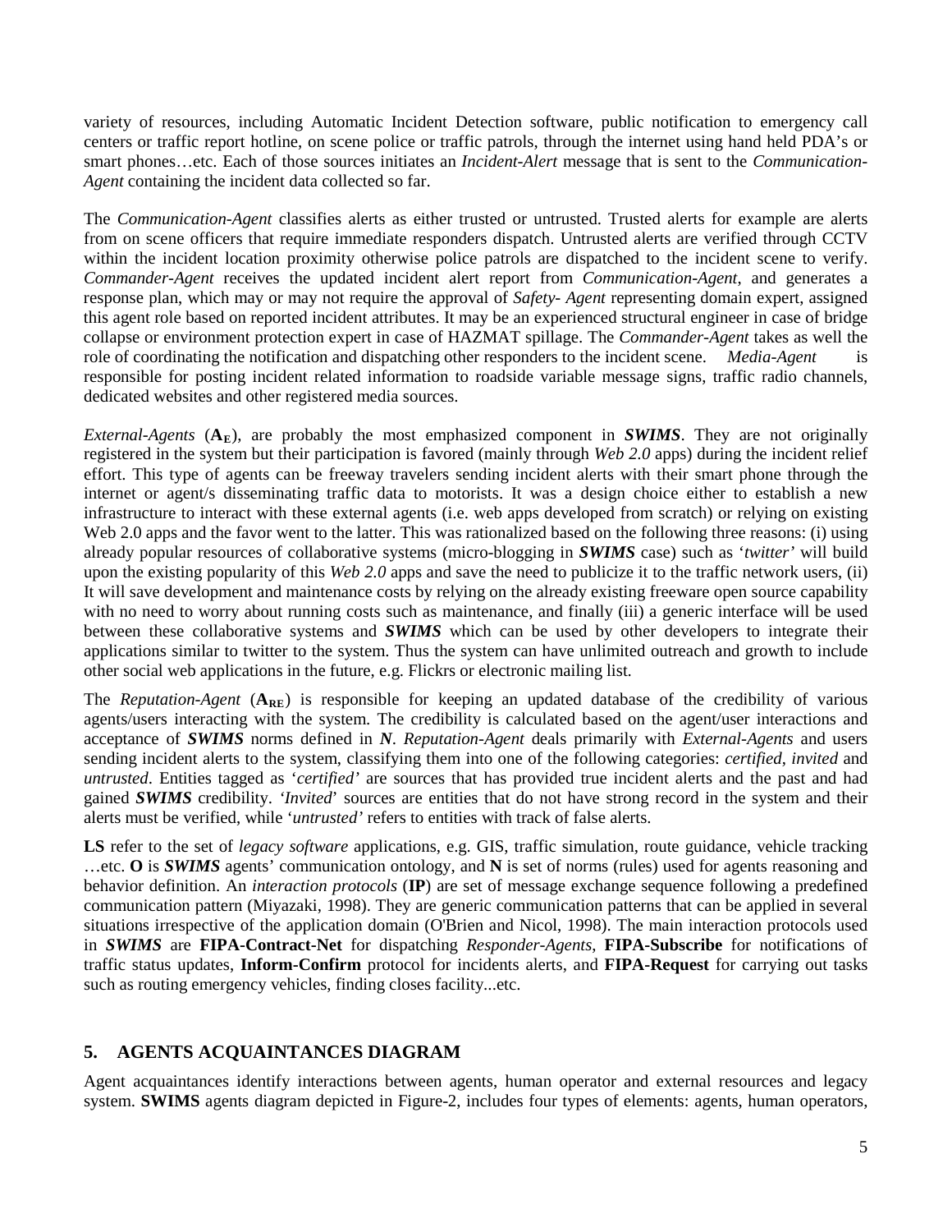variety of resources, including Automatic Incident Detection software, public notification to emergency call centers or traffic report hotline, on scene police or traffic patrols, through the internet using hand held PDA's or smart phones…etc. Each of those sources initiates an *Incident-Alert* message that is sent to the *Communication-Agent* containing the incident data collected so far.

The *Communication-Agent* classifies alerts as either trusted or untrusted. Trusted alerts for example are alerts from on scene officers that require immediate responders dispatch. Untrusted alerts are verified through CCTV within the incident location proximity otherwise police patrols are dispatched to the incident scene to verify. *Commander-Agent* receives the updated incident alert report from *Communication-Agent*, and generates a response plan, which may or may not require the approval of *Safety- Agent* representing domain expert, assigned this agent role based on reported incident attributes. It may be an experienced structural engineer in case of bridge collapse or environment protection expert in case of HAZMAT spillage. The *Commander-Agent* takes as well the role of coordinating the notification and dispatching other responders to the incident scene. *Media-Agent* is responsible for posting incident related information to roadside variable message signs, traffic radio channels, dedicated websites and other registered media sources.

*External-Agents* ($\mathbf{A_E}$), are probably the most emphasized component in ***SWIMS***. They are not originally registered in the system but their participation is favored (mainly through *Web 2.0* apps) during the incident relief effort. This type of agents can be freeway travelers sending incident alerts with their smart phone through the internet or agent/s disseminating traffic data to motorists. It was a design choice either to establish a new infrastructure to interact with these external agents (i.e. web apps developed from scratch) or relying on existing Web 2.0 apps and the favor went to the latter. This was rationalized based on the following three reasons: (i) using already popular resources of collaborative systems (micro-blogging in ***SWIMS*** case) such as '*twitter'* will build upon the existing popularity of this *Web 2.0* apps and save the need to publicize it to the traffic network users, (ii) It will save development and maintenance costs by relying on the already existing freeware open source capability with no need to worry about running costs such as maintenance, and finally (iii) a generic interface will be used between these collaborative systems and ***SWIMS*** which can be used by other developers to integrate their applications similar to twitter to the system. Thus the system can have unlimited outreach and growth to include other social web applications in the future, e.g. Flickrs or electronic mailing list.

The *Reputation-Agent* ($\mathbf{A_{RE}}$) is responsible for keeping an updated database of the credibility of various agents/users interacting with the system. The credibility is calculated based on the agent/user interactions and acceptance of ***SWIMS*** norms defined in ***N***. *Reputation-Agent* deals primarily with *External-Agents* and users sending incident alerts to the system, classifying them into one of the following categories: *certified*, *invited* and *untrusted*. Entities tagged as '*certified'* are sources that has provided true incident alerts and the past and had gained ***SWIMS*** credibility. '*Invited*' sources are entities that do not have strong record in the system and their alerts must be verified, while '*untrusted'* refers to entities with track of false alerts.

**LS** refer to the set of *legacy software* applications, e.g. GIS, traffic simulation, route guidance, vehicle tracking …etc. **O** is ***SWIMS*** agents' communication ontology, and **N** is set of norms (rules) used for agents reasoning and behavior definition. An *interaction protocols* (**IP**) are set of message exchange sequence following a predefined communication pattern (Miyazaki, 1998). They are generic communication patterns that can be applied in several situations irrespective of the application domain (O'Brien and Nicol, 1998). The main interaction protocols used in ***SWIMS*** are **FIPA-Contract-Net** for dispatching *Responder-Agents*, **FIPA-Subscribe** for notifications of traffic status updates, **Inform-Confirm** protocol for incidents alerts, and **FIPA-Request** for carrying out tasks such as routing emergency vehicles, finding closes facility...etc.

## 5. AGENTS ACQUAINTANCES DIAGRAM

Agent acquaintances identify interactions between agents, human operator and external resources and legacy system. **SWIMS** agents diagram depicted in Figure-2, includes four types of elements: agents, human operators,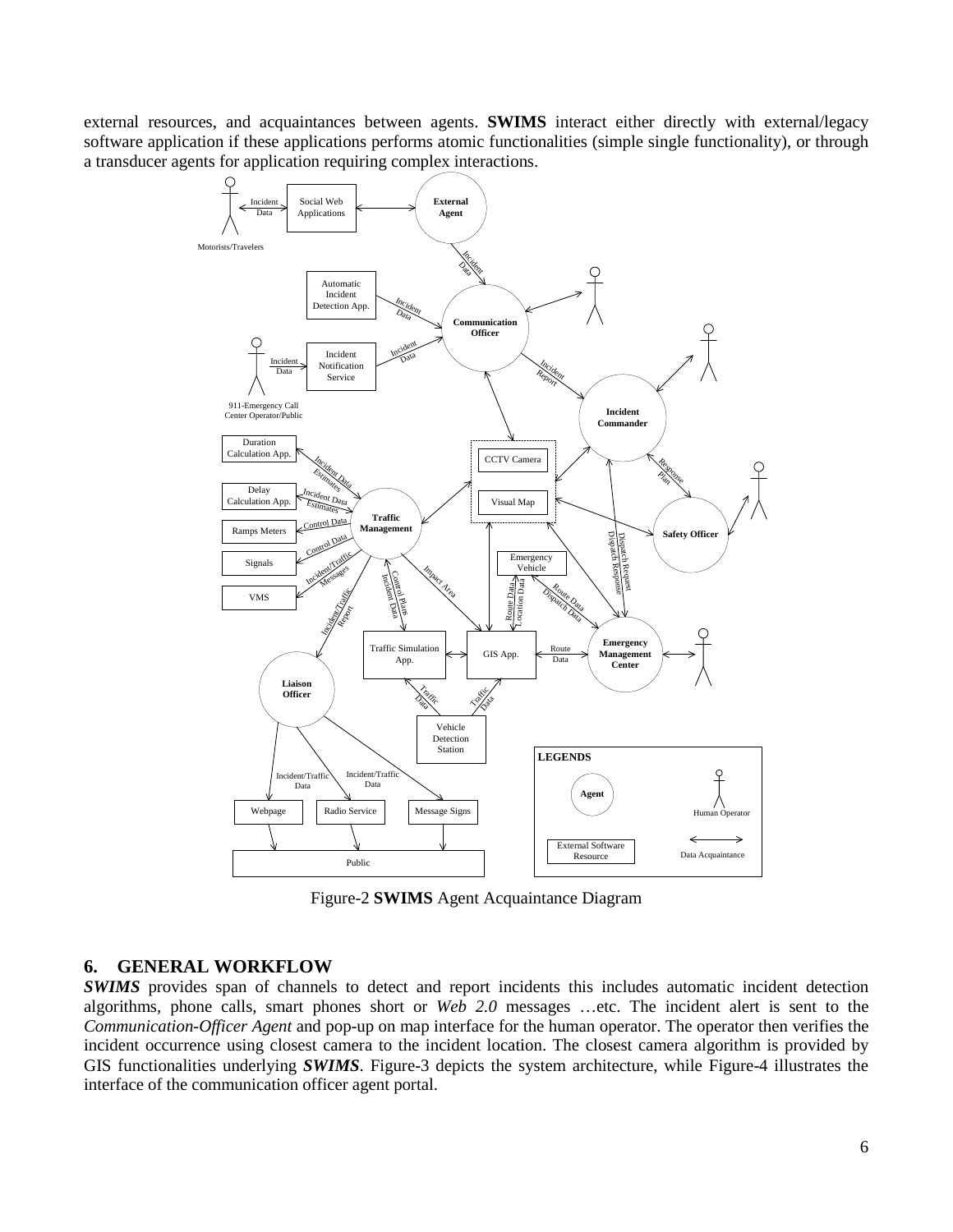external resources, and acquaintances between agents. **SWIMS** interact either directly with external/legacy software application if these applications performs atomic functionalities (simple single functionality), or through a transducer agents for application requiring complex interactions.

Figure-2 **SWIMS** Agent Acquaintance Diagram

## 6. GENERAL WORKFLOW

***SWIMS*** provides span of channels to detect and report incidents this includes automatic incident detection algorithms, phone calls, smart phones short or *Web 2.0* messages …etc. The incident alert is sent to the *Communication-Officer Agent* and pop-up on map interface for the human operator. The operator then verifies the incident occurrence using closest camera to the incident location. The closest camera algorithm is provided by GIS functionalities underlying ***SWIMS***. Figure-3 depicts the system architecture, while Figure-4 illustrates the interface of the communication officer agent portal.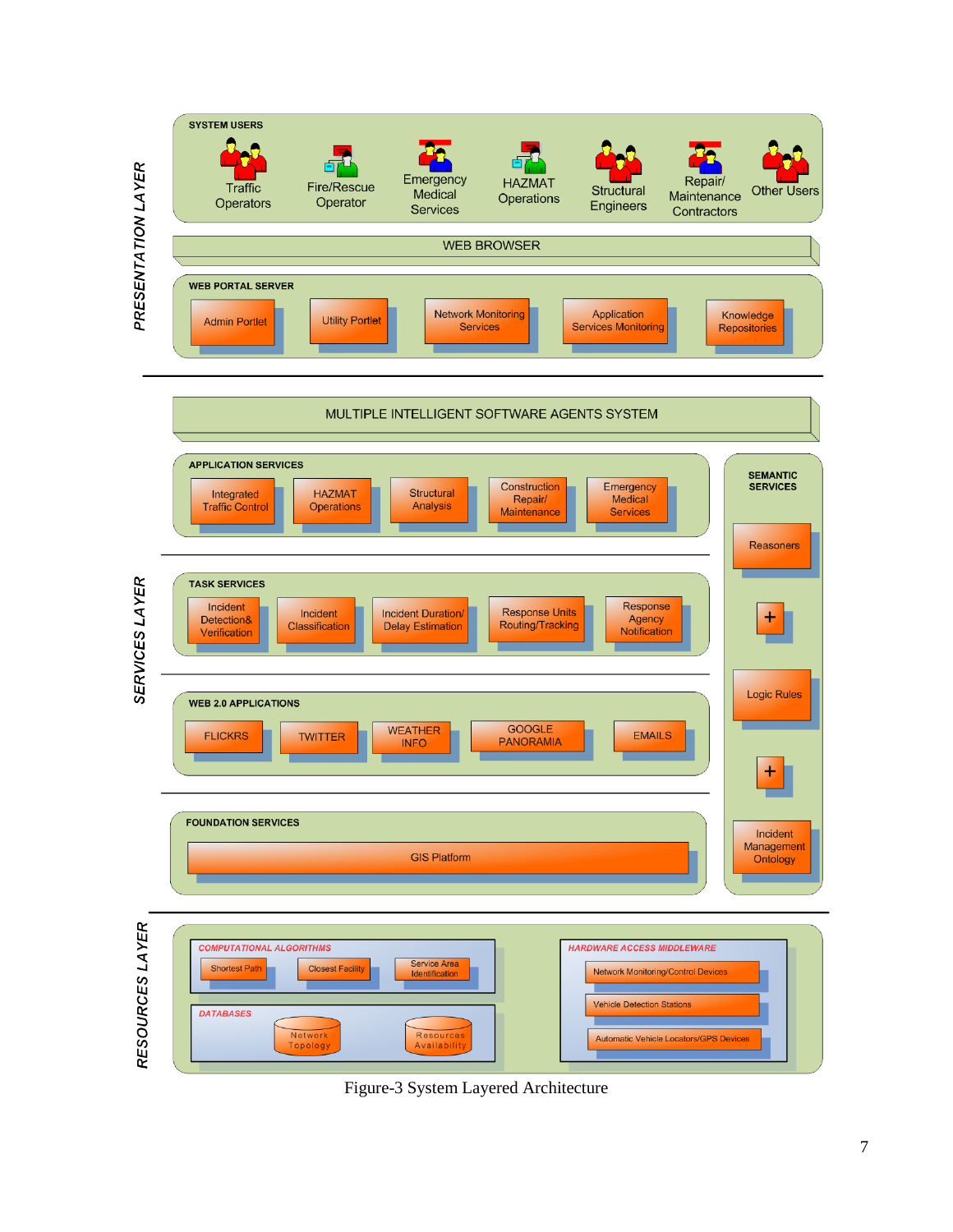**PRESENTATION LAYER**

SYSTEM USERS

- Traffic Operators
- Fire/Rescue Operator
- Emergency Medical Services
- HAZMAT Operations
- Structural Engineers
- Repair/ Maintenance Contractors
- Other Users

WEB BROWSER

WEB PORTAL SERVER

- Admin Portlet
- Utility Portlet
- Network Monitoring Services
- Application Services Monitoring
- Knowledge Repositories

**SERVICES LAYER**

MULTIPLE INTELLIGENT SOFTWARE AGENTS SYSTEM

APPLICATION SERVICES

- Integrated Traffic Control
- HAZMAT Operations
- Structural Analysis
- Construction Repair/ Maintenance
- Emergency Medical Services

TASK SERVICES

- Incident Detection& Verification
- Incident Classification
- Incident Duration/ Delay Estimation
- Response Units Routing/Tracking
- Response Agency Notification

WEB 2.0 APPLICATIONS

- FLICKRS
- TWITTER
- WEATHER INFO
- GOOGLE PANORAMIA
- EMAILS

FOUNDATION SERVICES

- GIS Platform

SEMANTIC SERVICES

- Reasoners
- +
- Logic Rules
- +
- Incident Management Ontology

**RESOURCES LAYER**

COMPUTATIONAL ALGORITHMS

- Shortest Path
- Closest Facility
- Service Area Identification

DATABASES

- Network Topology
- Resources Availability

HARDWARE ACCESS MIDDLEWARE

- Network Monitoring/Control Devices
- Vehicle Detection Stations
- Automatic Vehicle Locators/GPS Devices

Figure-3 System Layered Architecture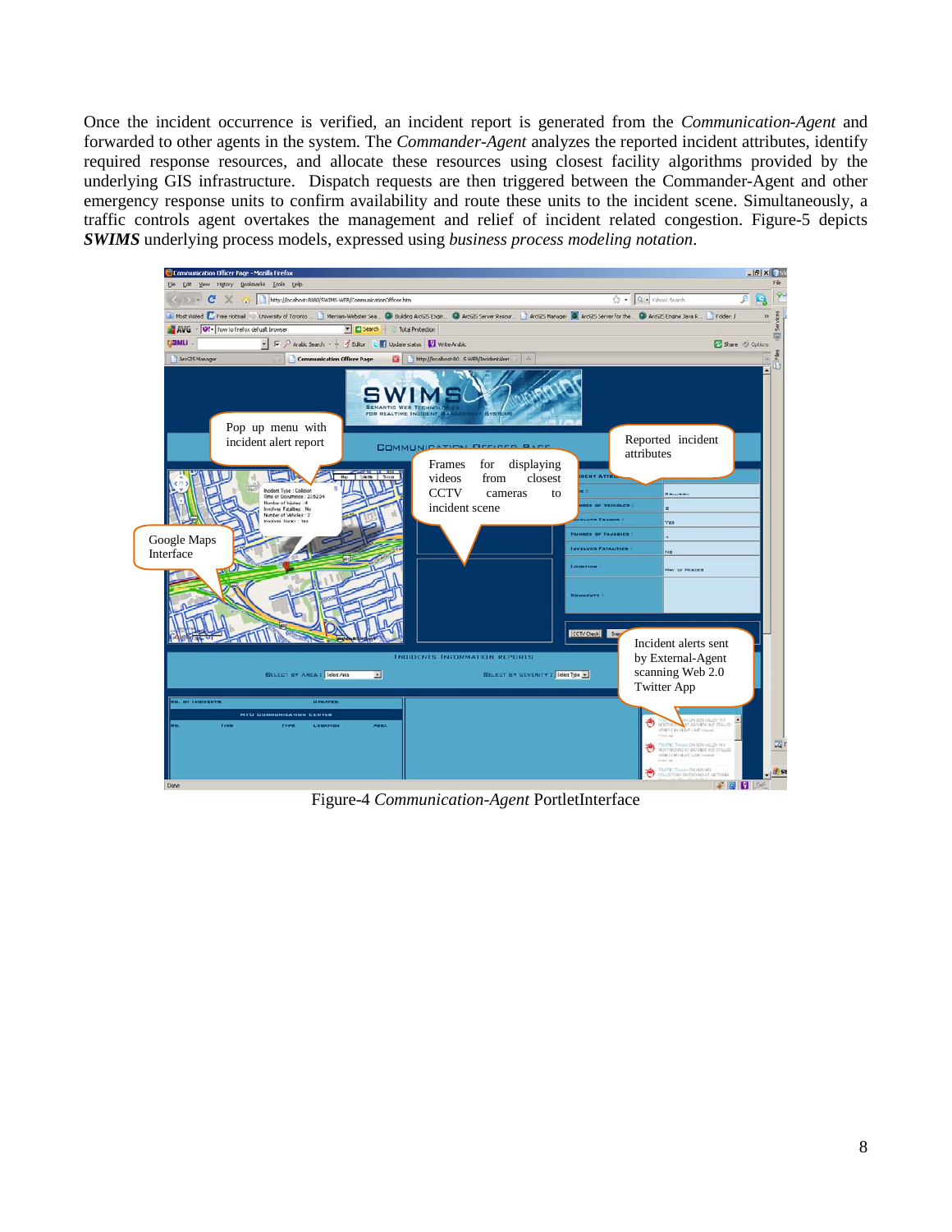Once the incident occurrence is verified, an incident report is generated from the *Communication-Agent* and forwarded to other agents in the system. The *Commander-Agent* analyzes the reported incident attributes, identify required response resources, and allocate these resources using closest facility algorithms provided by the underlying GIS infrastructure. Dispatch requests are then triggered between the Commander-Agent and other emergency response units to confirm availability and route these units to the incident scene. Simultaneously, a traffic controls agent overtakes the management and relief of incident related congestion. Figure-5 depicts ***SWIMS*** underlying process models, expressed using *business process modeling notation*.

Figure-4 *Communication-Agent* PortletInterface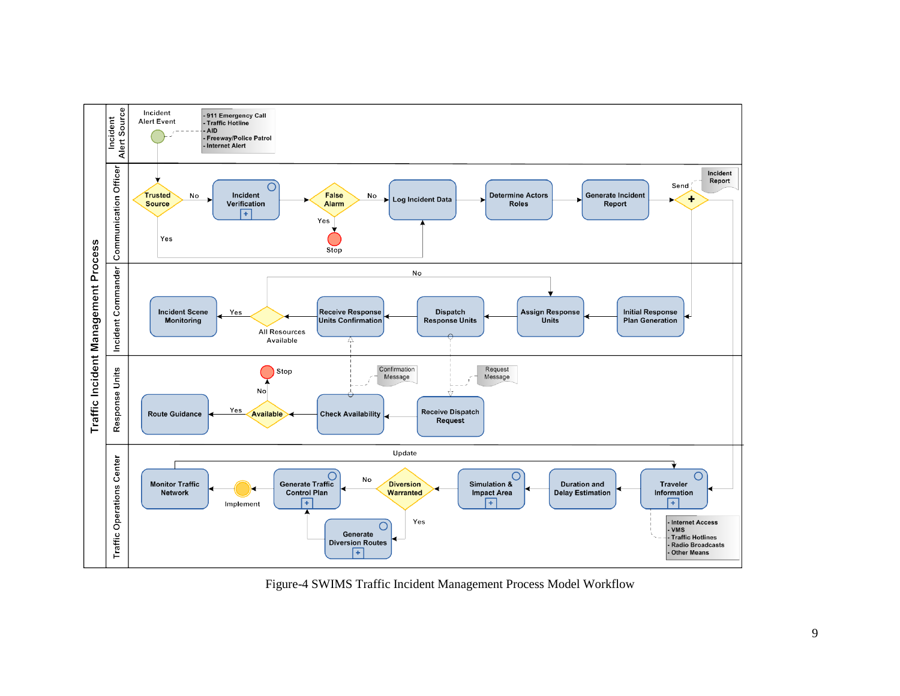Figure-4 SWIMS Traffic Incident Management Process Model Workflow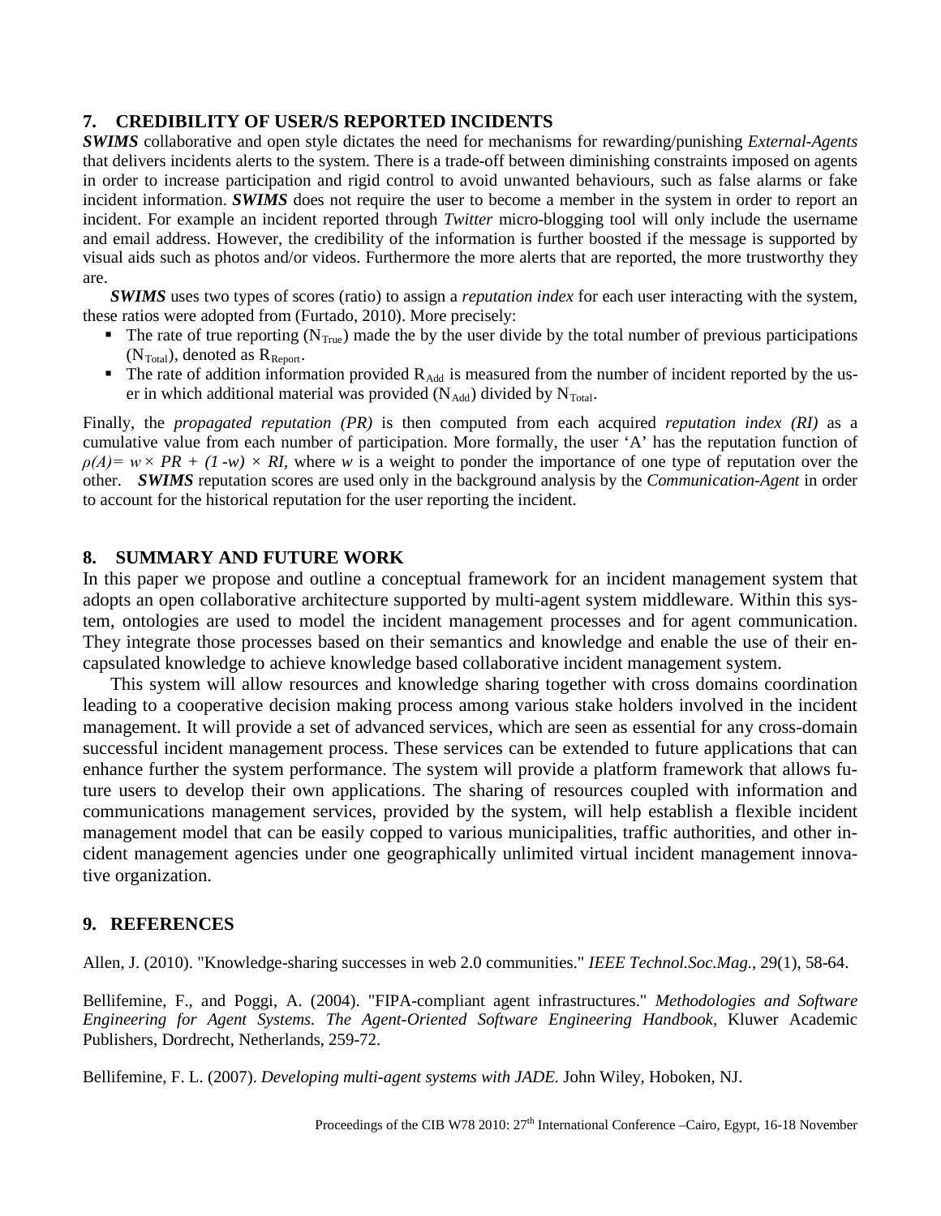## 7. CREDIBILITY OF USER/S REPORTED INCIDENTS

***SWIMS*** collaborative and open style dictates the need for mechanisms for rewarding/punishing *External-Agents* that delivers incidents alerts to the system. There is a trade-off between diminishing constraints imposed on agents in order to increase participation and rigid control to avoid unwanted behaviours, such as false alarms or fake incident information. ***SWIMS*** does not require the user to become a member in the system in order to report an incident. For example an incident reported through *Twitter* micro-blogging tool will only include the username and email address. However, the credibility of the information is further boosted if the message is supported by visual aids such as photos and/or videos. Furthermore the more alerts that are reported, the more trustworthy they are.

***SWIMS*** uses two types of scores (ratio) to assign a *reputation index* for each user interacting with the system, these ratios were adopted from (Furtado, 2010). More precisely:

- The rate of true reporting ($N_{True}$) made the by the user divide by the total number of previous participations ($N_{Total}$), denoted as $R_{Report}$.
- The rate of addition information provided $R_{Add}$ is measured from the number of incident reported by the user in which additional material was provided ($N_{Add}$) divided by $N_{Total}$.

Finally, the *propagated reputation (PR)* is then computed from each acquired *reputation index (RI)* as a cumulative value from each number of participation. More formally, the user 'A' has the reputation function of $\rho(A)= w \times PR + (1 -w) \times RI$, where $w$ is a weight to ponder the importance of one type of reputation over the other. ***SWIMS*** reputation scores are used only in the background analysis by the *Communication-Agent* in order to account for the historical reputation for the user reporting the incident.

## 8. SUMMARY AND FUTURE WORK

In this paper we propose and outline a conceptual framework for an incident management system that adopts an open collaborative architecture supported by multi-agent system middleware. Within this system, ontologies are used to model the incident management processes and for agent communication. They integrate those processes based on their semantics and knowledge and enable the use of their encapsulated knowledge to achieve knowledge based collaborative incident management system.

This system will allow resources and knowledge sharing together with cross domains coordination leading to a cooperative decision making process among various stake holders involved in the incident management. It will provide a set of advanced services, which are seen as essential for any cross-domain successful incident management process. These services can be extended to future applications that can enhance further the system performance. The system will provide a platform framework that allows future users to develop their own applications. The sharing of resources coupled with information and communications management services, provided by the system, will help establish a flexible incident management model that can be easily copped to various municipalities, traffic authorities, and other incident management agencies under one geographically unlimited virtual incident management innovative organization.

## 9. REFERENCES

Allen, J. (2010). "Knowledge-sharing successes in web 2.0 communities." *IEEE Technol.Soc.Mag.*, 29(1), 58-64.

Bellifemine, F., and Poggi, A. (2004). "FIPA-compliant agent infrastructures." *Methodologies and Software Engineering for Agent Systems. The Agent-Oriented Software Engineering Handbook*, Kluwer Academic Publishers, Dordrecht, Netherlands, 259-72.

Bellifemine, F. L. (2007). *Developing multi-agent systems with JADE.* John Wiley, Hoboken, NJ.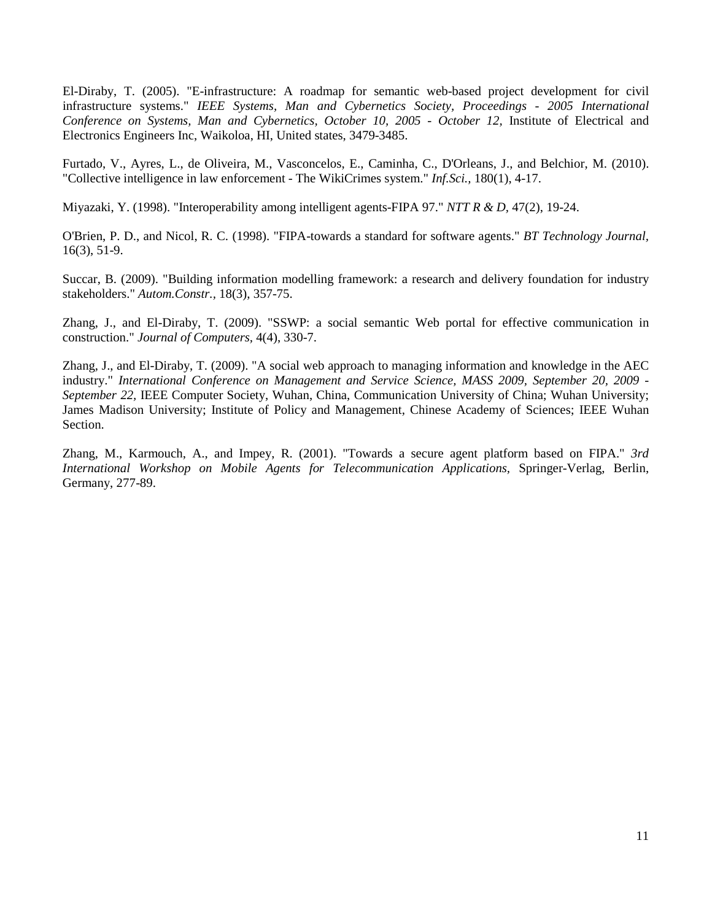El-Diraby, T. (2005). "E-infrastructure: A roadmap for semantic web-based project development for civil infrastructure systems." *IEEE Systems, Man and Cybernetics Society, Proceedings - 2005 International Conference on Systems, Man and Cybernetics, October 10, 2005 - October 12,* Institute of Electrical and Electronics Engineers Inc, Waikoloa, HI, United states, 3479-3485.

Furtado, V., Ayres, L., de Oliveira, M., Vasconcelos, E., Caminha, C., D'Orleans, J., and Belchior, M. (2010). "Collective intelligence in law enforcement - The WikiCrimes system." *Inf.Sci.,* 180(1), 4-17.

Miyazaki, Y. (1998). "Interoperability among intelligent agents-FIPA 97." *NTT R & D,* 47(2), 19-24.

O'Brien, P. D., and Nicol, R. C. (1998). "FIPA-towards a standard for software agents." *BT Technology Journal,* 16(3), 51-9.

Succar, B. (2009). "Building information modelling framework: a research and delivery foundation for industry stakeholders." *Autom.Constr.,* 18(3), 357-75.

Zhang, J., and El-Diraby, T. (2009). "SSWP: a social semantic Web portal for effective communication in construction." *Journal of Computers,* 4(4), 330-7.

Zhang, J., and El-Diraby, T. (2009). "A social web approach to managing information and knowledge in the AEC industry." *International Conference on Management and Service Science, MASS 2009, September 20, 2009 - September 22,* IEEE Computer Society, Wuhan, China, Communication University of China; Wuhan University; James Madison University; Institute of Policy and Management, Chinese Academy of Sciences; IEEE Wuhan Section.

Zhang, M., Karmouch, A., and Impey, R. (2001). "Towards a secure agent platform based on FIPA." *3rd International Workshop on Mobile Agents for Telecommunication Applications,* Springer-Verlag, Berlin, Germany, 277-89.